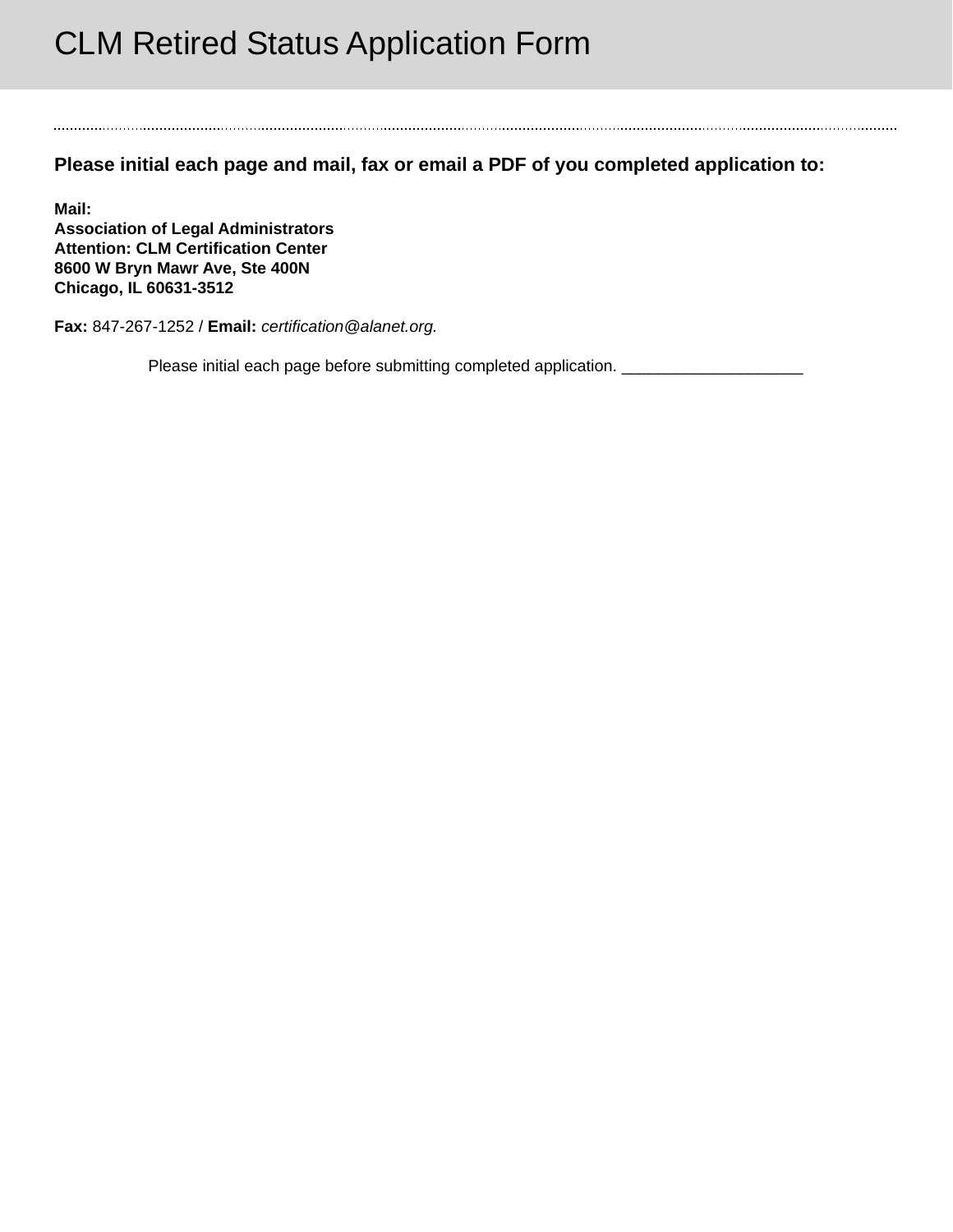# CLM Retired Status Application Form

**Please initial each page and mail, fax or email a PDF of you completed application to:**

**Mail:**
**Association of Legal Administrators**
**Attention: CLM Certification Center**
**8600 W Bryn Mawr Ave, Ste 400N**
**Chicago, IL 60631-3512**

**Fax:** 847-267-1252 / **Email:** *certification@alanet.org.*

Please initial each page before submitting completed application. ____________________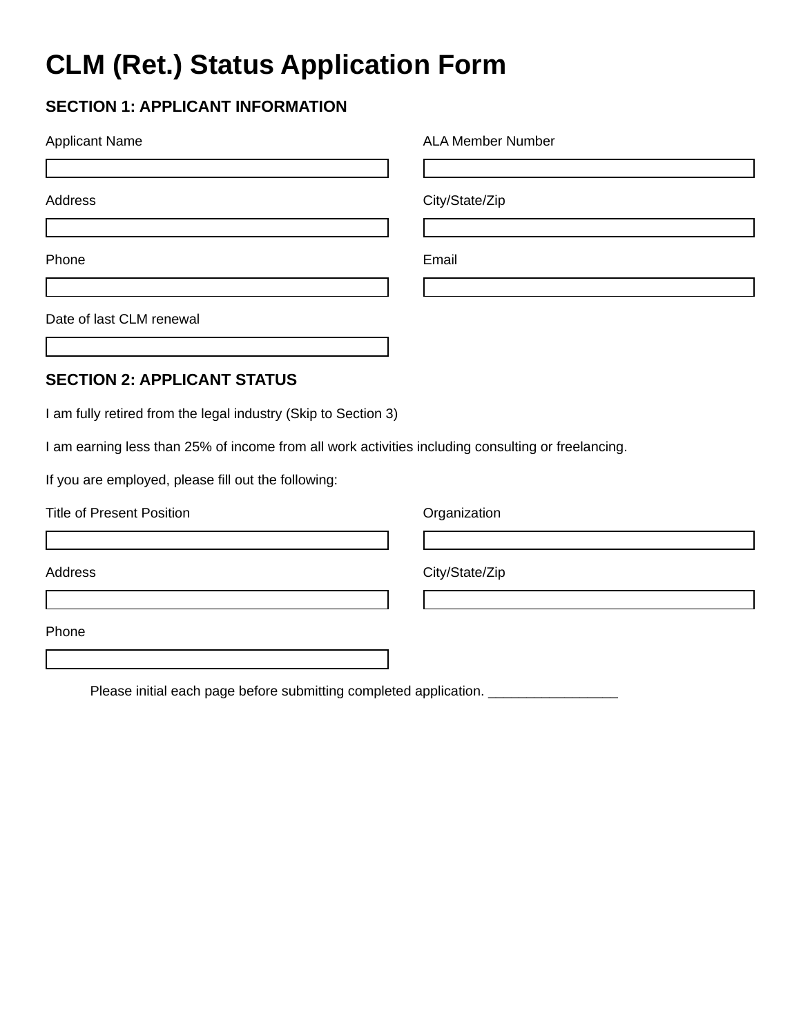# CLM (Ret.) Status Application Form

## SECTION 1: APPLICANT INFORMATION

Applicant Name

ALA Member Number

Address

City/State/Zip

Phone

Email

Date of last CLM renewal

## SECTION 2: APPLICANT STATUS

I am fully retired from the legal industry (Skip to Section 3)

I am earning less than 25% of income from all work activities including consulting or freelancing.

If you are employed, please fill out the following:

Title of Present Position

Organization

Address

City/State/Zip

Phone

Please initial each page before submitting completed application. _________________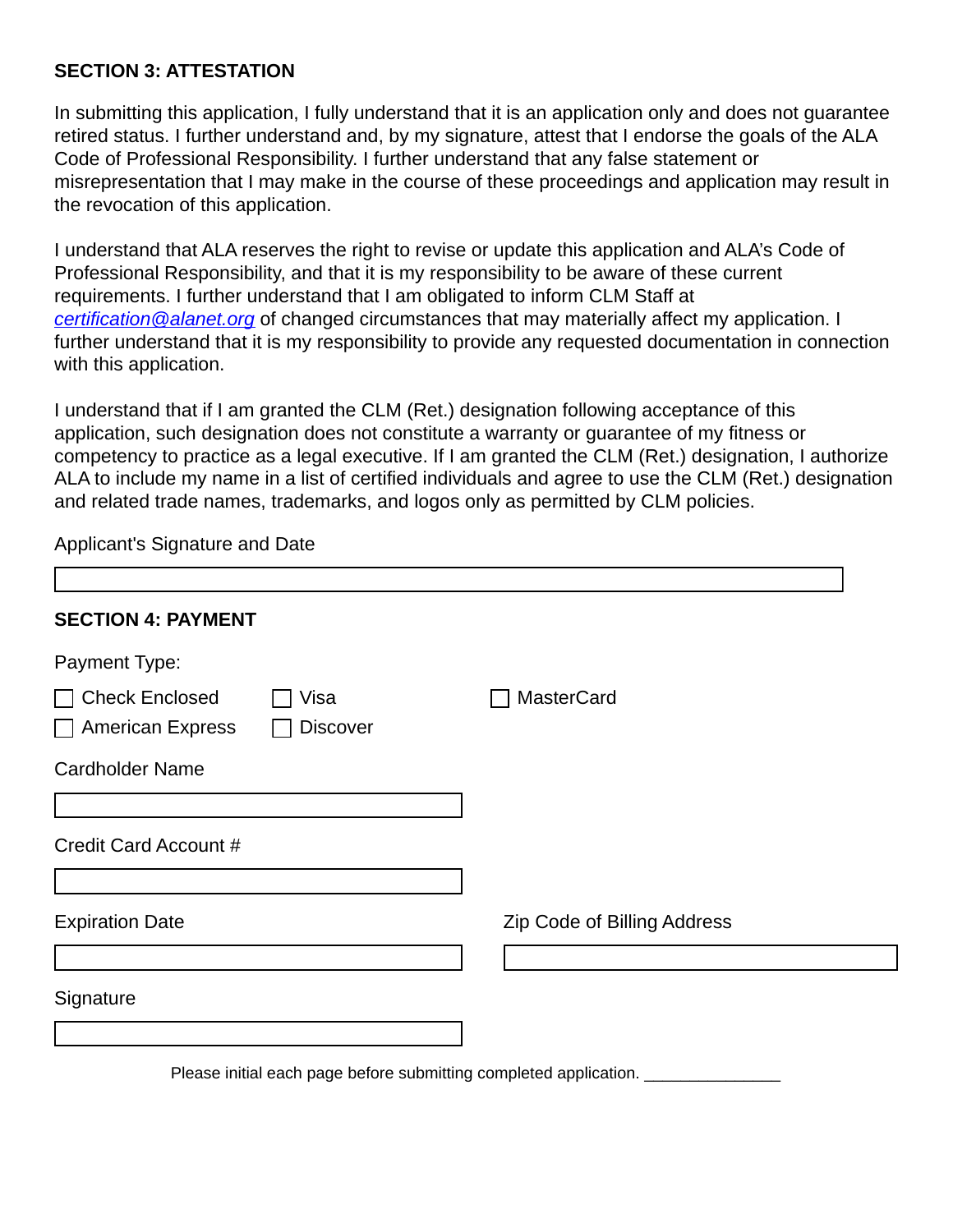**SECTION 3: ATTESTATION**

In submitting this application, I fully understand that it is an application only and does not guarantee retired status. I further understand and, by my signature, attest that I endorse the goals of the ALA Code of Professional Responsibility. I further understand that any false statement or misrepresentation that I may make in the course of these proceedings and application may result in the revocation of this application.

I understand that ALA reserves the right to revise or update this application and ALA's Code of Professional Responsibility, and that it is my responsibility to be aware of these current requirements. I further understand that I am obligated to inform CLM Staff at *certification@alanet.org* of changed circumstances that may materially affect my application. I further understand that it is my responsibility to provide any requested documentation in connection with this application.

I understand that if I am granted the CLM (Ret.) designation following acceptance of this application, such designation does not constitute a warranty or guarantee of my fitness or competency to practice as a legal executive. If I am granted the CLM (Ret.) designation, I authorize ALA to include my name in a list of certified individuals and agree to use the CLM (Ret.) designation and related trade names, trademarks, and logos only as permitted by CLM policies.

Applicant's Signature and Date

**SECTION 4: PAYMENT**

Payment Type:

- ☐ Check Enclosed
- ☐ Visa
- ☐ MasterCard
- ☐ American Express
- ☐ Discover

Cardholder Name

Credit Card Account #

Expiration Date

Zip Code of Billing Address

Signature

Please initial each page before submitting completed application. _______________